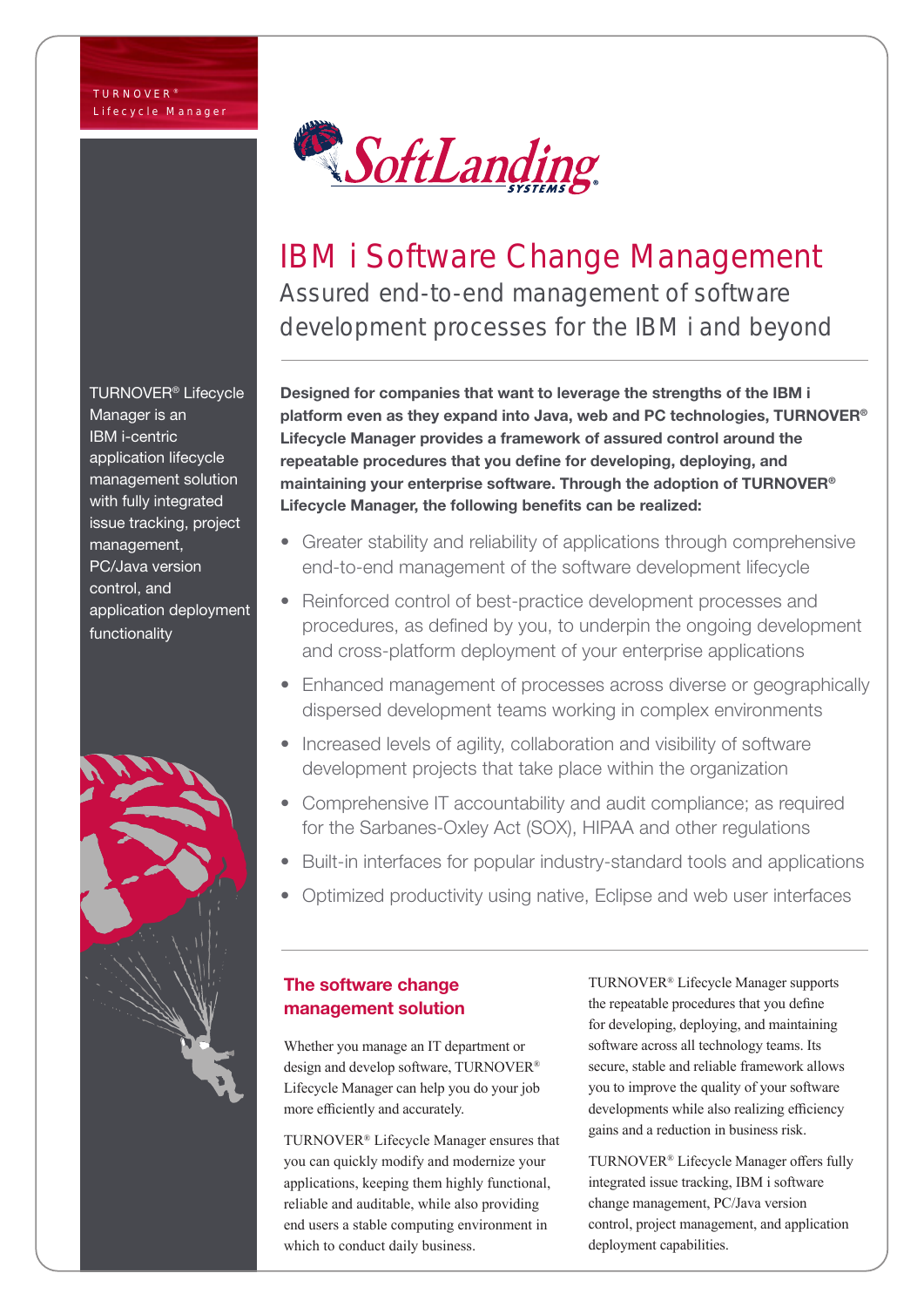TURNOVER®
Lifecycle Manager

SoftLanding SYSTEMS

# IBM i Software Change Management

## Assured end-to-end management of software development processes for the IBM i and beyond

TURNOVER® Lifecycle Manager is an IBM i-centric application lifecycle management solution with fully integrated issue tracking, project management, PC/Java version control, and application deployment functionality

**Designed for companies that want to leverage the strengths of the IBM i platform even as they expand into Java, web and PC technologies, TURNOVER® Lifecycle Manager provides a framework of assured control around the repeatable procedures that you define for developing, deploying, and maintaining your enterprise software. Through the adoption of TURNOVER® Lifecycle Manager, the following benefits can be realized:**

- Greater stability and reliability of applications through comprehensive end-to-end management of the software development lifecycle
- Reinforced control of best-practice development processes and procedures, as defined by you, to underpin the ongoing development and cross-platform deployment of your enterprise applications
- Enhanced management of processes across diverse or geographically dispersed development teams working in complex environments
- Increased levels of agility, collaboration and visibility of software development projects that take place within the organization
- Comprehensive IT accountability and audit compliance; as required for the Sarbanes-Oxley Act (SOX), HIPAA and other regulations
- Built-in interfaces for popular industry-standard tools and applications
- Optimized productivity using native, Eclipse and web user interfaces

### The software change management solution

Whether you manage an IT department or design and develop software, TURNOVER® Lifecycle Manager can help you do your job more efficiently and accurately.

TURNOVER® Lifecycle Manager ensures that you can quickly modify and modernize your applications, keeping them highly functional, reliable and auditable, while also providing end users a stable computing environment in which to conduct daily business.

TURNOVER® Lifecycle Manager supports the repeatable procedures that you define for developing, deploying, and maintaining software across all technology teams. Its secure, stable and reliable framework allows you to improve the quality of your software developments while also realizing efficiency gains and a reduction in business risk.

TURNOVER® Lifecycle Manager offers fully integrated issue tracking, IBM i software change management, PC/Java version control, project management, and application deployment capabilities.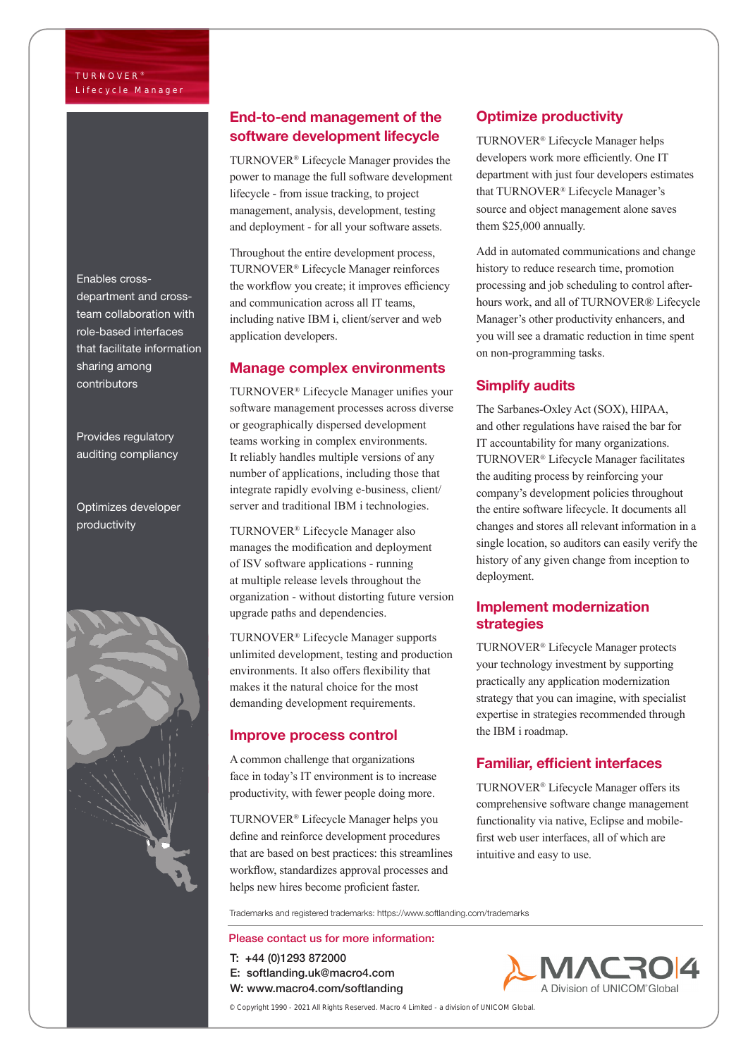TURNOVER®
Lifecycle Manager

Enables cross-department and cross-team collaboration with role-based interfaces that facilitate information sharing among contributors

Provides regulatory auditing compliancy

Optimizes developer productivity

## End-to-end management of the software development lifecycle

TURNOVER® Lifecycle Manager provides the power to manage the full software development lifecycle - from issue tracking, to project management, analysis, development, testing and deployment - for all your software assets.

Throughout the entire development process, TURNOVER® Lifecycle Manager reinforces the workflow you create; it improves efficiency and communication across all IT teams, including native IBM i, client/server and web application developers.

## Manage complex environments

TURNOVER® Lifecycle Manager unifies your software management processes across diverse or geographically dispersed development teams working in complex environments. It reliably handles multiple versions of any number of applications, including those that integrate rapidly evolving e-business, client/server and traditional IBM i technologies.

TURNOVER® Lifecycle Manager also manages the modification and deployment of ISV software applications - running at multiple release levels throughout the organization - without distorting future version upgrade paths and dependencies.

TURNOVER® Lifecycle Manager supports unlimited development, testing and production environments. It also offers flexibility that makes it the natural choice for the most demanding development requirements.

## Improve process control

A common challenge that organizations face in today's IT environment is to increase productivity, with fewer people doing more.

TURNOVER® Lifecycle Manager helps you define and reinforce development procedures that are based on best practices: this streamlines workflow, standardizes approval processes and helps new hires become proficient faster.

## Optimize productivity

TURNOVER® Lifecycle Manager helps developers work more efficiently. One IT department with just four developers estimates that TURNOVER® Lifecycle Manager's source and object management alone saves them $25,000 annually.

Add in automated communications and change history to reduce research time, promotion processing and job scheduling to control after-hours work, and all of TURNOVER® Lifecycle Manager's other productivity enhancers, and you will see a dramatic reduction in time spent on non-programming tasks.

## Simplify audits

The Sarbanes-Oxley Act (SOX), HIPAA, and other regulations have raised the bar for IT accountability for many organizations. TURNOVER® Lifecycle Manager facilitates the auditing process by reinforcing your company's development policies throughout the entire software lifecycle. It documents all changes and stores all relevant information in a single location, so auditors can easily verify the history of any given change from inception to deployment.

## Implement modernization strategies

TURNOVER® Lifecycle Manager protects your technology investment by supporting practically any application modernization strategy that you can imagine, with specialist expertise in strategies recommended through the IBM i roadmap.

## Familiar, efficient interfaces

TURNOVER® Lifecycle Manager offers its comprehensive software change management functionality via native, Eclipse and mobile-first web user interfaces, all of which are intuitive and easy to use.

Trademarks and registered trademarks: https://www.softlanding.com/trademarks

**Please contact us for more information:**

T: +44 (0)1293 872000
E: softlanding.uk@macro4.com
W: www.macro4.com/softlanding

MACRO4
A Division of UNICOM® Global

© Copyright 1990 - 2021 All Rights Reserved. Macro 4 Limited - a division of UNICOM Global.